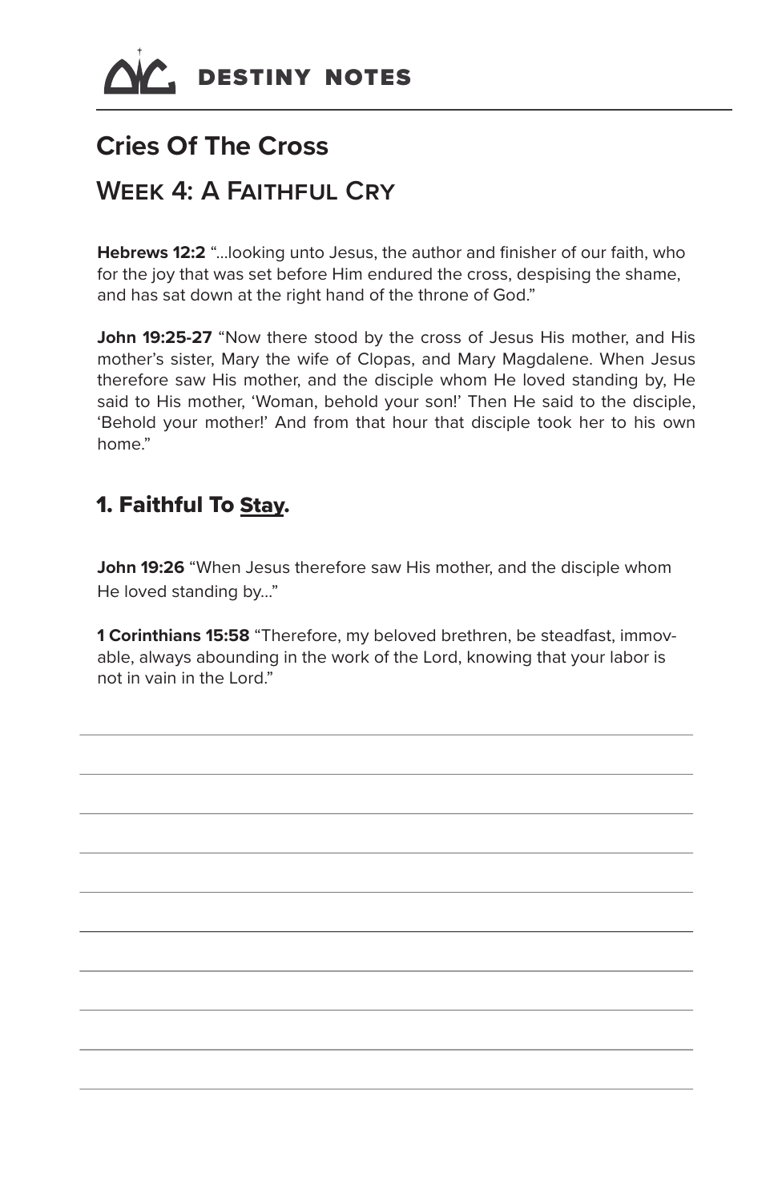DESTINY NOTES

# Cries Of The Cross

## Week 4: A Faithful Cry

**Hebrews 12:2** "...looking unto Jesus, the author and finisher of our faith, who for the joy that was set before Him endured the cross, despising the shame, and has sat down at the right hand of the throne of God."

**John 19:25-27** "Now there stood by the cross of Jesus His mother, and His mother's sister, Mary the wife of Clopas, and Mary Magdalene. When Jesus therefore saw His mother, and the disciple whom He loved standing by, He said to His mother, 'Woman, behold your son!' Then He said to the disciple, 'Behold your mother!' And from that hour that disciple took her to his own home."

### 1. Faithful To <u>Stay</u>.

**John 19:26** "When Jesus therefore saw His mother, and the disciple whom He loved standing by..."

**1 Corinthians 15:58** "Therefore, my beloved brethren, be steadfast, immovable, always abounding in the work of the Lord, knowing that your labor is not in vain in the Lord."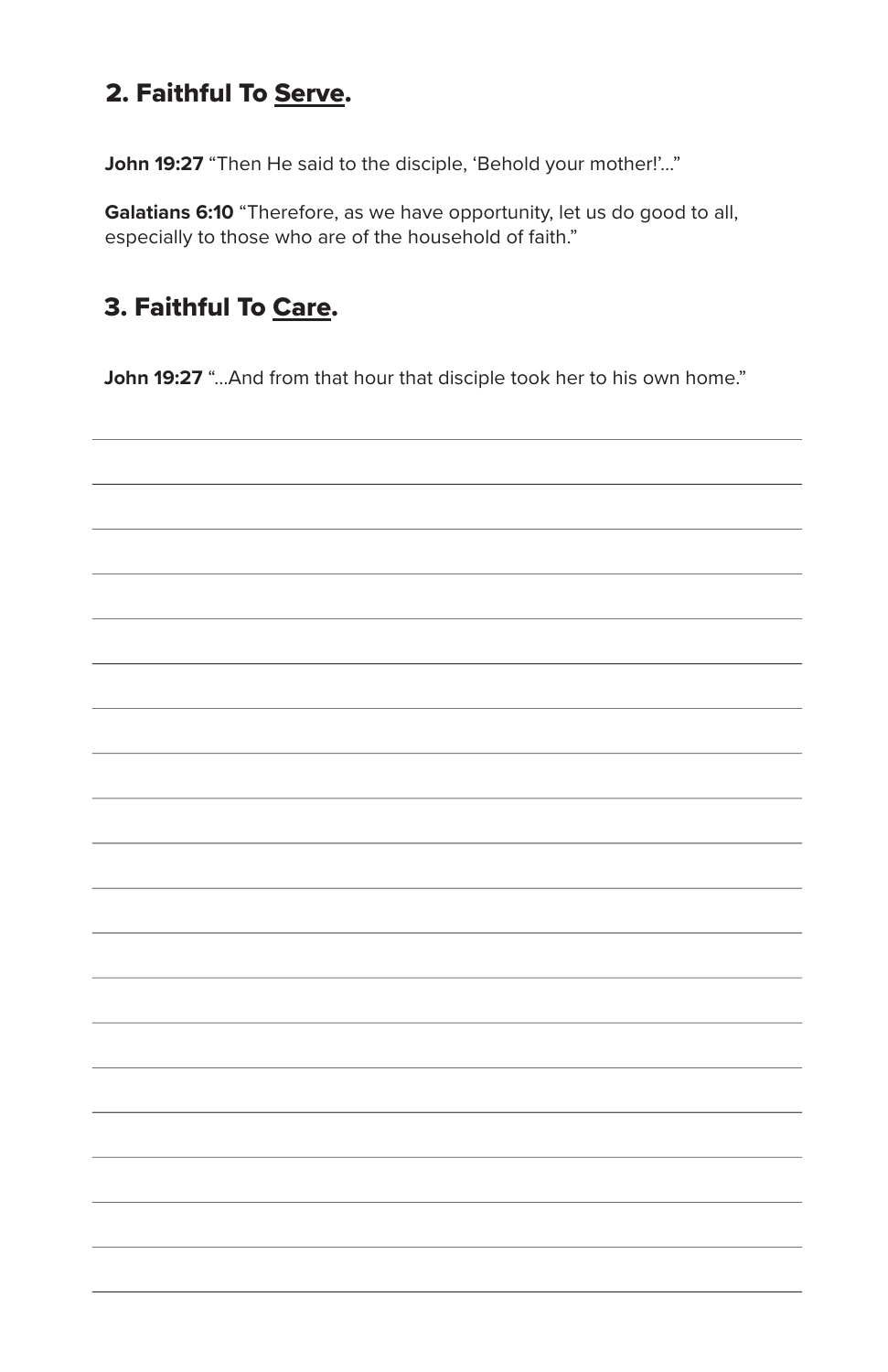## 2. Faithful To <u>Serve</u>.

**John 19:27** “Then He said to the disciple, ‘Behold your mother!’...”

**Galatians 6:10** “Therefore, as we have opportunity, let us do good to all, especially to those who are of the household of faith.”

## 3. Faithful To <u>Care</u>.

**John 19:27** “...And from that hour that disciple took her to his own home.”